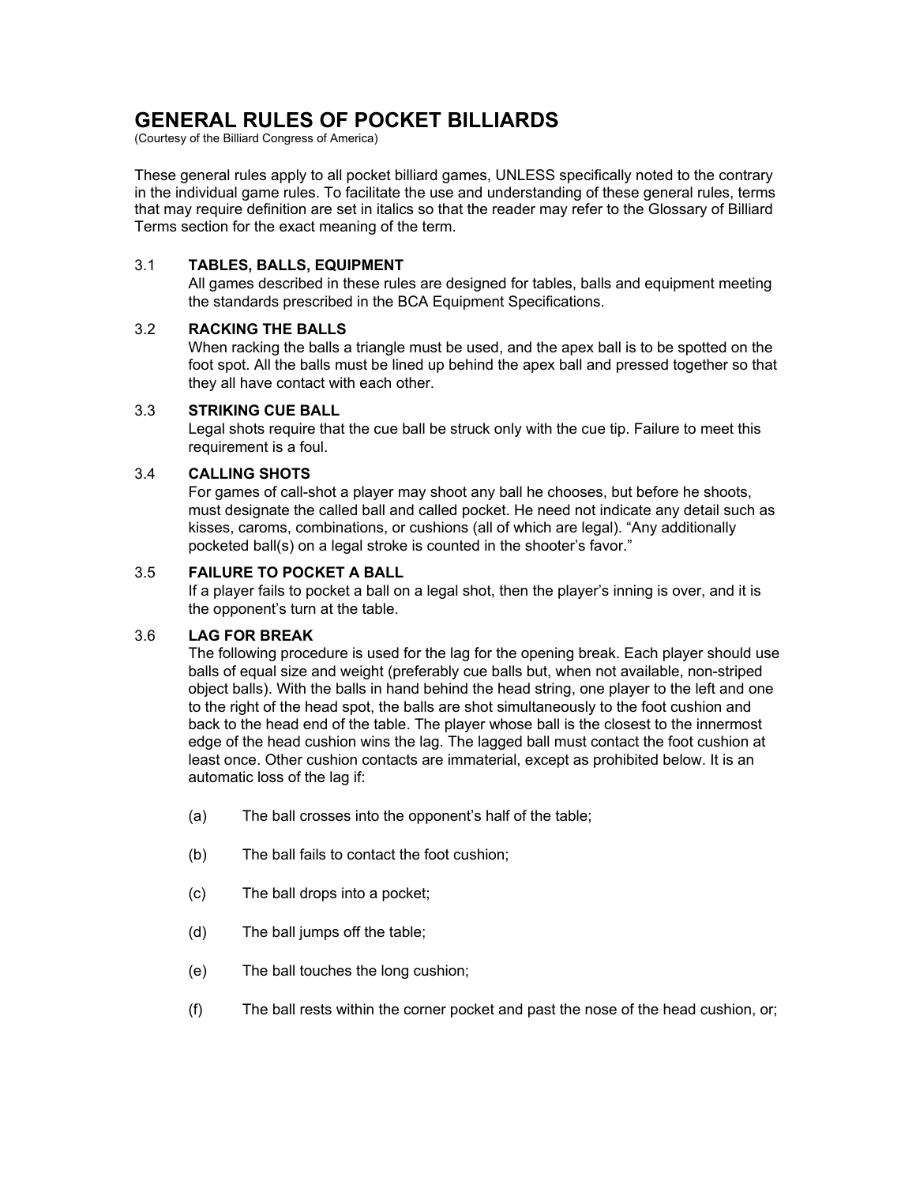# GENERAL RULES OF POCKET BILLIARDS

(Courtesy of the Billiard Congress of America)

These general rules apply to all pocket billiard games, UNLESS specifically noted to the contrary in the individual game rules. To facilitate the use and understanding of these general rules, terms that may require definition are set in italics so that the reader may refer to the Glossary of Billiard Terms section for the exact meaning of the term.

## 3.1 TABLES, BALLS, EQUIPMENT

All games described in these rules are designed for tables, balls and equipment meeting the standards prescribed in the BCA Equipment Specifications.

## 3.2 RACKING THE BALLS

When racking the balls a triangle must be used, and the apex ball is to be spotted on the foot spot. All the balls must be lined up behind the apex ball and pressed together so that they all have contact with each other.

## 3.3 STRIKING CUE BALL

Legal shots require that the cue ball be struck only with the cue tip. Failure to meet this requirement is a foul.

## 3.4 CALLING SHOTS

For games of call-shot a player may shoot any ball he chooses, but before he shoots, must designate the called ball and called pocket. He need not indicate any detail such as kisses, caroms, combinations, or cushions (all of which are legal). "Any additionally pocketed ball(s) on a legal stroke is counted in the shooter's favor."

## 3.5 FAILURE TO POCKET A BALL

If a player fails to pocket a ball on a legal shot, then the player's inning is over, and it is the opponent's turn at the table.

## 3.6 LAG FOR BREAK

The following procedure is used for the lag for the opening break. Each player should use balls of equal size and weight (preferably cue balls but, when not available, non-striped object balls). With the balls in hand behind the head string, one player to the left and one to the right of the head spot, the balls are shot simultaneously to the foot cushion and back to the head end of the table. The player whose ball is the closest to the innermost edge of the head cushion wins the lag. The lagged ball must contact the foot cushion at least once. Other cushion contacts are immaterial, except as prohibited below. It is an automatic loss of the lag if:

(a) The ball crosses into the opponent's half of the table;

(b) The ball fails to contact the foot cushion;

(c) The ball drops into a pocket;

(d) The ball jumps off the table;

(e) The ball touches the long cushion;

(f) The ball rests within the corner pocket and past the nose of the head cushion, or;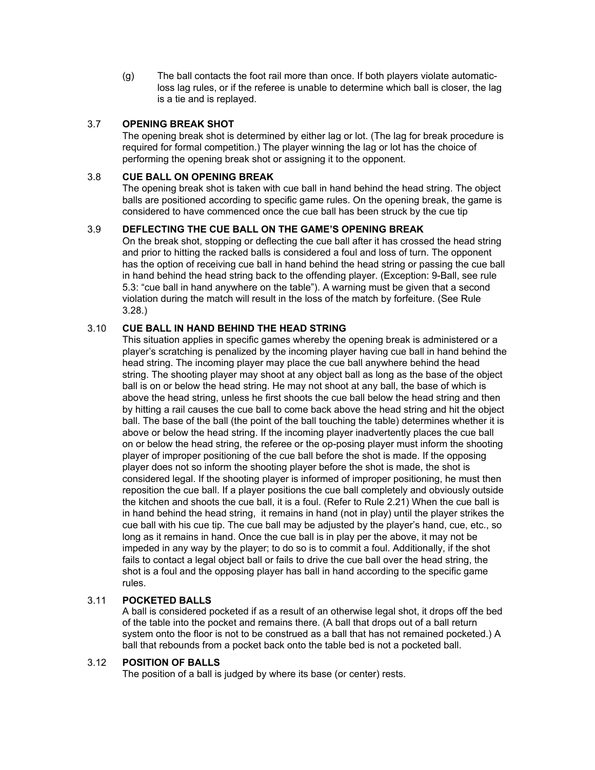(g) The ball contacts the foot rail more than once. If both players violate automatic-loss lag rules, or if the referee is unable to determine which ball is closer, the lag is a tie and is replayed.

### 3.7 OPENING BREAK SHOT

The opening break shot is determined by either lag or lot. (The lag for break procedure is required for formal competition.) The player winning the lag or lot has the choice of performing the opening break shot or assigning it to the opponent.

### 3.8 CUE BALL ON OPENING BREAK

The opening break shot is taken with cue ball in hand behind the head string. The object balls are positioned according to specific game rules. On the opening break, the game is considered to have commenced once the cue ball has been struck by the cue tip

### 3.9 DEFLECTING THE CUE BALL ON THE GAME'S OPENING BREAK

On the break shot, stopping or deflecting the cue ball after it has crossed the head string and prior to hitting the racked balls is considered a foul and loss of turn. The opponent has the option of receiving cue ball in hand behind the head string or passing the cue ball in hand behind the head string back to the offending player. (Exception: 9-Ball, see rule 5.3: "cue ball in hand anywhere on the table"). A warning must be given that a second violation during the match will result in the loss of the match by forfeiture. (See Rule 3.28.)

### 3.10 CUE BALL IN HAND BEHIND THE HEAD STRING

This situation applies in specific games whereby the opening break is administered or a player's scratching is penalized by the incoming player having cue ball in hand behind the head string. The incoming player may place the cue ball anywhere behind the head string. The shooting player may shoot at any object ball as long as the base of the object ball is on or below the head string. He may not shoot at any ball, the base of which is above the head string, unless he first shoots the cue ball below the head string and then by hitting a rail causes the cue ball to come back above the head string and hit the object ball. The base of the ball (the point of the ball touching the table) determines whether it is above or below the head string. If the incoming player inadvertently places the cue ball on or below the head string, the referee or the op-posing player must inform the shooting player of improper positioning of the cue ball before the shot is made. If the opposing player does not so inform the shooting player before the shot is made, the shot is considered legal. If the shooting player is informed of improper positioning, he must then reposition the cue ball. If a player positions the cue ball completely and obviously outside the kitchen and shoots the cue ball, it is a foul. (Refer to Rule 2.21) When the cue ball is in hand behind the head string, it remains in hand (not in play) until the player strikes the cue ball with his cue tip. The cue ball may be adjusted by the player's hand, cue, etc., so long as it remains in hand. Once the cue ball is in play per the above, it may not be impeded in any way by the player; to do so is to commit a foul. Additionally, if the shot fails to contact a legal object ball or fails to drive the cue ball over the head string, the shot is a foul and the opposing player has ball in hand according to the specific game rules.

### 3.11 POCKETED BALLS

A ball is considered pocketed if as a result of an otherwise legal shot, it drops off the bed of the table into the pocket and remains there. (A ball that drops out of a ball return system onto the floor is not to be construed as a ball that has not remained pocketed.) A ball that rebounds from a pocket back onto the table bed is not a pocketed ball.

### 3.12 POSITION OF BALLS

The position of a ball is judged by where its base (or center) rests.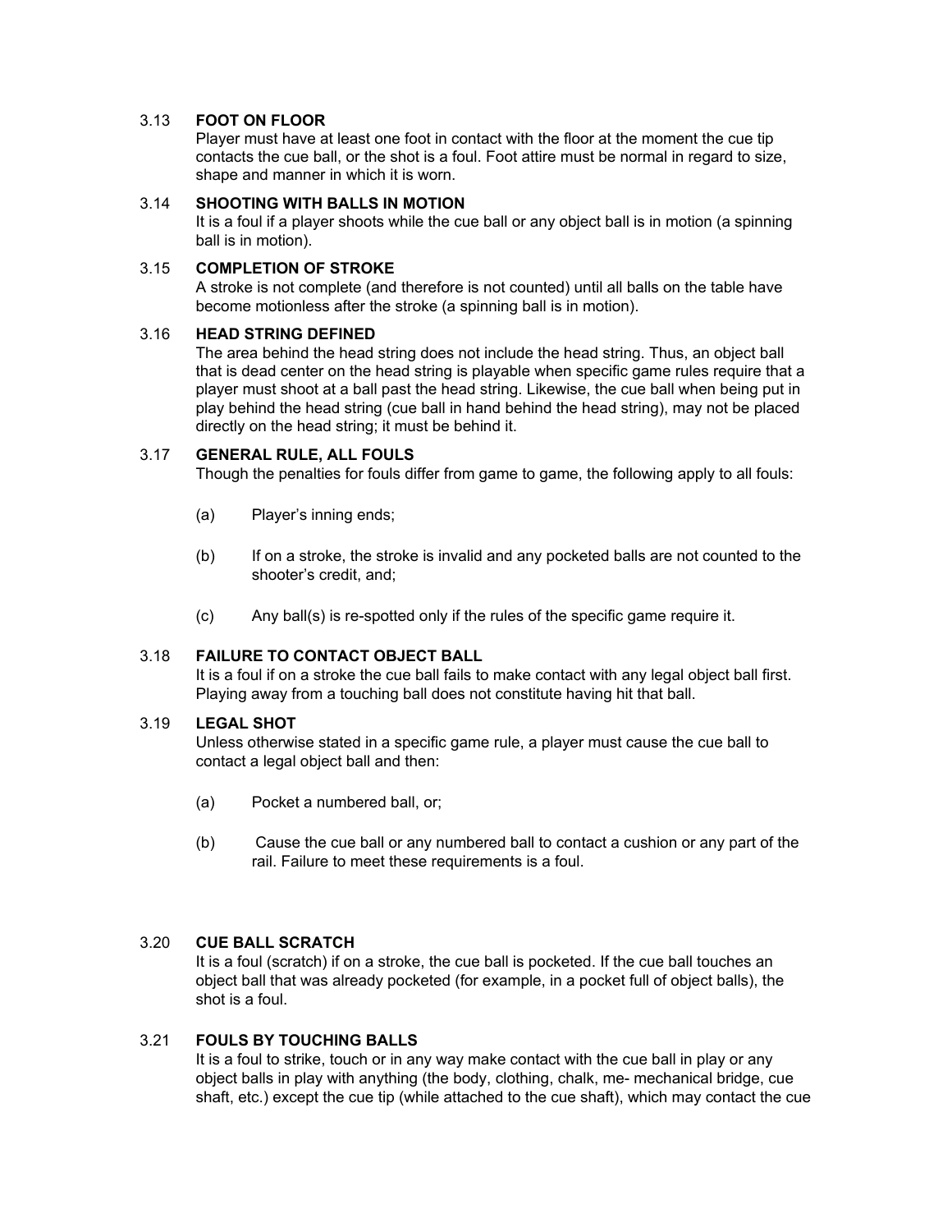### 3.13 FOOT ON FLOOR

Player must have at least one foot in contact with the floor at the moment the cue tip contacts the cue ball, or the shot is a foul. Foot attire must be normal in regard to size, shape and manner in which it is worn.

### 3.14 SHOOTING WITH BALLS IN MOTION

It is a foul if a player shoots while the cue ball or any object ball is in motion (a spinning ball is in motion).

### 3.15 COMPLETION OF STROKE

A stroke is not complete (and therefore is not counted) until all balls on the table have become motionless after the stroke (a spinning ball is in motion).

### 3.16 HEAD STRING DEFINED

The area behind the head string does not include the head string. Thus, an object ball that is dead center on the head string is playable when specific game rules require that a player must shoot at a ball past the head string. Likewise, the cue ball when being put in play behind the head string (cue ball in hand behind the head string), may not be placed directly on the head string; it must be behind it.

### 3.17 GENERAL RULE, ALL FOULS

Though the penalties for fouls differ from game to game, the following apply to all fouls:

(a) Player's inning ends;

(b) If on a stroke, the stroke is invalid and any pocketed balls are not counted to the shooter's credit, and;

(c) Any ball(s) is re-spotted only if the rules of the specific game require it.

### 3.18 FAILURE TO CONTACT OBJECT BALL

It is a foul if on a stroke the cue ball fails to make contact with any legal object ball first. Playing away from a touching ball does not constitute having hit that ball.

### 3.19 LEGAL SHOT

Unless otherwise stated in a specific game rule, a player must cause the cue ball to contact a legal object ball and then:

(a) Pocket a numbered ball, or;

(b) Cause the cue ball or any numbered ball to contact a cushion or any part of the rail. Failure to meet these requirements is a foul.

### 3.20 CUE BALL SCRATCH

It is a foul (scratch) if on a stroke, the cue ball is pocketed. If the cue ball touches an object ball that was already pocketed (for example, in a pocket full of object balls), the shot is a foul.

### 3.21 FOULS BY TOUCHING BALLS

It is a foul to strike, touch or in any way make contact with the cue ball in play or any object balls in play with anything (the body, clothing, chalk, me- mechanical bridge, cue shaft, etc.) except the cue tip (while attached to the cue shaft), which may contact the cue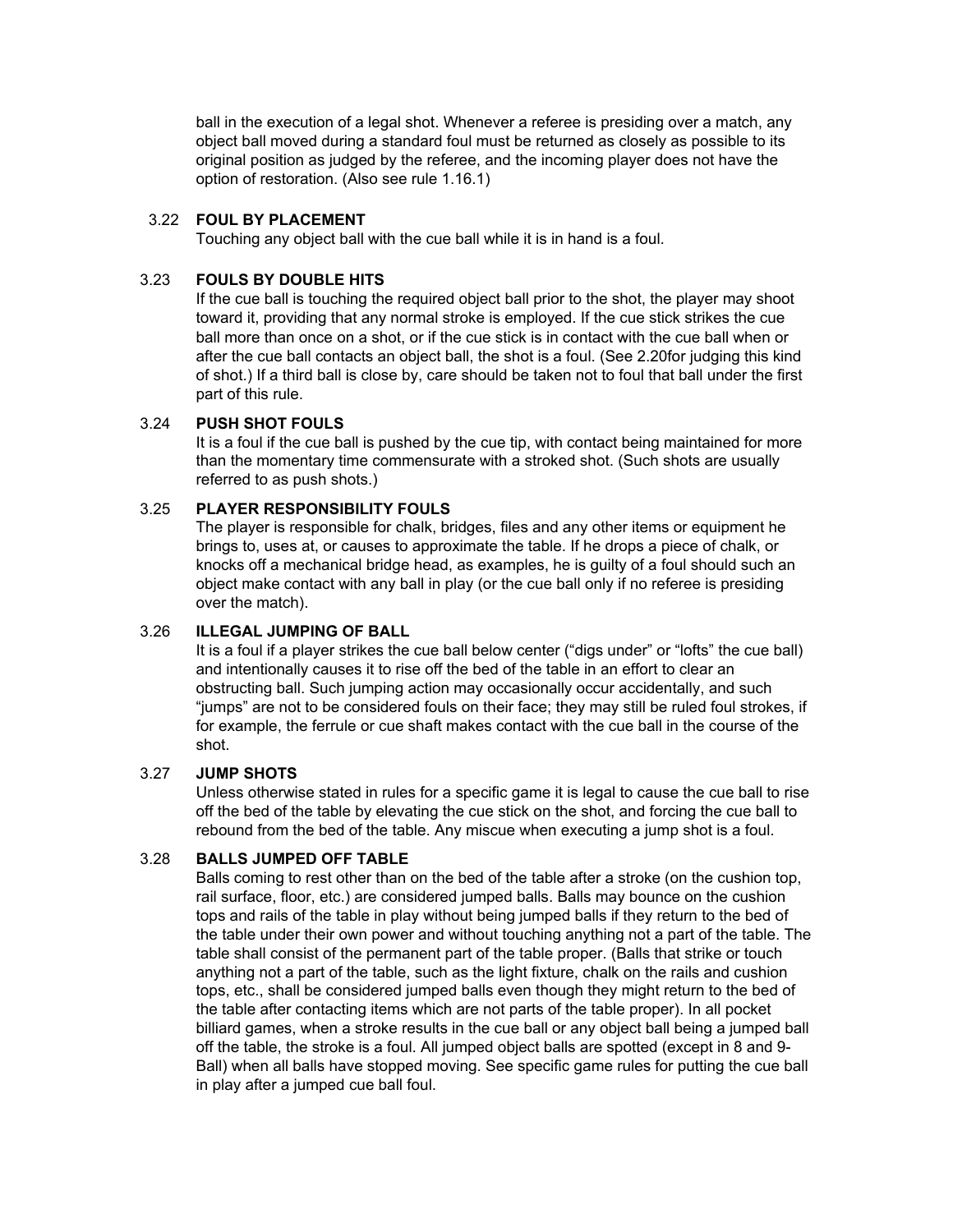ball in the execution of a legal shot. Whenever a referee is presiding over a match, any object ball moved during a standard foul must be returned as closely as possible to its original position as judged by the referee, and the incoming player does not have the option of restoration. (Also see rule 1.16.1)

### 3.22 FOUL BY PLACEMENT

Touching any object ball with the cue ball while it is in hand is a foul.

### 3.23 FOULS BY DOUBLE HITS

If the cue ball is touching the required object ball prior to the shot, the player may shoot toward it, providing that any normal stroke is employed. If the cue stick strikes the cue ball more than once on a shot, or if the cue stick is in contact with the cue ball when or after the cue ball contacts an object ball, the shot is a foul. (See 2.20for judging this kind of shot.) If a third ball is close by, care should be taken not to foul that ball under the first part of this rule.

### 3.24 PUSH SHOT FOULS

It is a foul if the cue ball is pushed by the cue tip, with contact being maintained for more than the momentary time commensurate with a stroked shot. (Such shots are usually referred to as push shots.)

### 3.25 PLAYER RESPONSIBILITY FOULS

The player is responsible for chalk, bridges, files and any other items or equipment he brings to, uses at, or causes to approximate the table. If he drops a piece of chalk, or knocks off a mechanical bridge head, as examples, he is guilty of a foul should such an object make contact with any ball in play (or the cue ball only if no referee is presiding over the match).

### 3.26 ILLEGAL JUMPING OF BALL

It is a foul if a player strikes the cue ball below center ("digs under" or "lofts" the cue ball) and intentionally causes it to rise off the bed of the table in an effort to clear an obstructing ball. Such jumping action may occasionally occur accidentally, and such "jumps" are not to be considered fouls on their face; they may still be ruled foul strokes, if for example, the ferrule or cue shaft makes contact with the cue ball in the course of the shot.

### 3.27 JUMP SHOTS

Unless otherwise stated in rules for a specific game it is legal to cause the cue ball to rise off the bed of the table by elevating the cue stick on the shot, and forcing the cue ball to rebound from the bed of the table. Any miscue when executing a jump shot is a foul.

### 3.28 BALLS JUMPED OFF TABLE

Balls coming to rest other than on the bed of the table after a stroke (on the cushion top, rail surface, floor, etc.) are considered jumped balls. Balls may bounce on the cushion tops and rails of the table in play without being jumped balls if they return to the bed of the table under their own power and without touching anything not a part of the table. The table shall consist of the permanent part of the table proper. (Balls that strike or touch anything not a part of the table, such as the light fixture, chalk on the rails and cushion tops, etc., shall be considered jumped balls even though they might return to the bed of the table after contacting items which are not parts of the table proper). In all pocket billiard games, when a stroke results in the cue ball or any object ball being a jumped ball off the table, the stroke is a foul. All jumped object balls are spotted (except in 8 and 9-Ball) when all balls have stopped moving. See specific game rules for putting the cue ball in play after a jumped cue ball foul.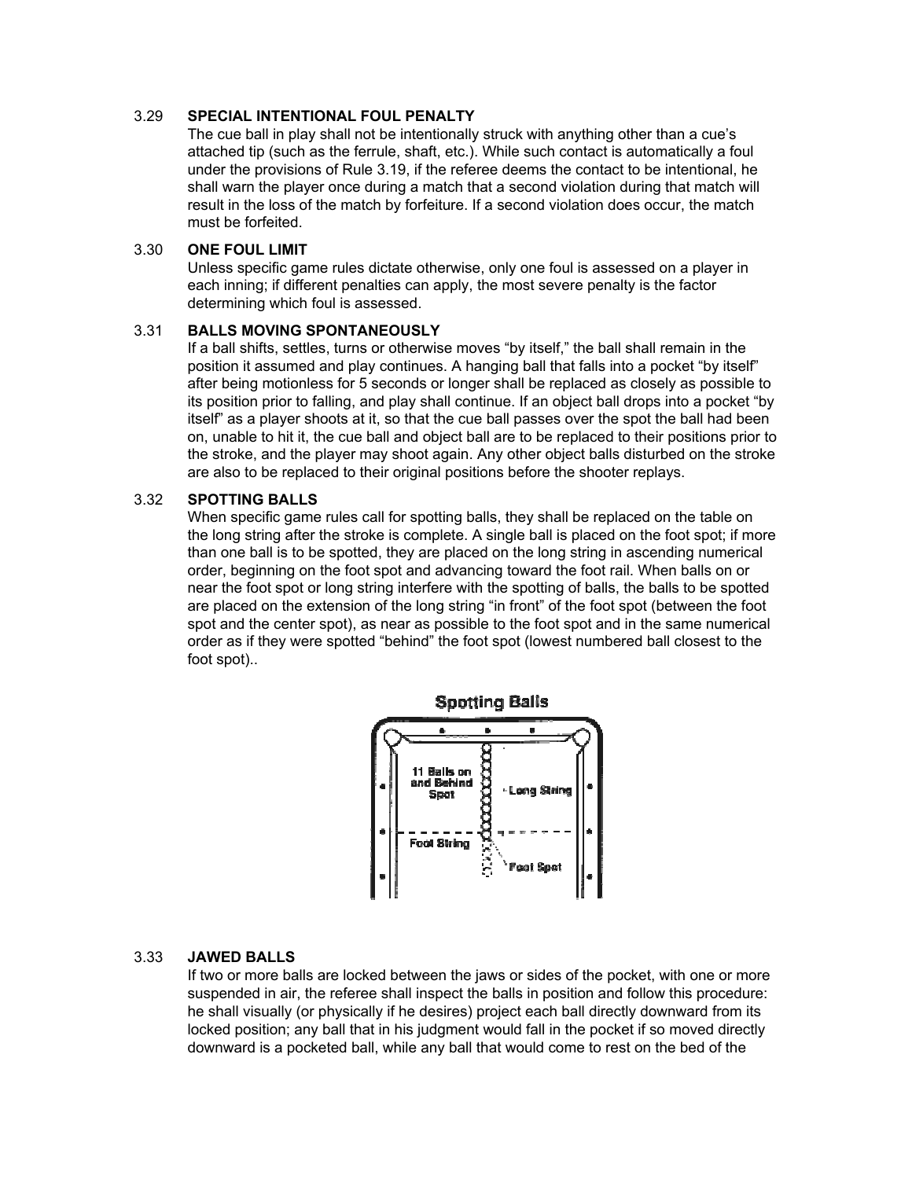### 3.29 SPECIAL INTENTIONAL FOUL PENALTY

The cue ball in play shall not be intentionally struck with anything other than a cue's attached tip (such as the ferrule, shaft, etc.). While such contact is automatically a foul under the provisions of Rule 3.19, if the referee deems the contact to be intentional, he shall warn the player once during a match that a second violation during that match will result in the loss of the match by forfeiture. If a second violation does occur, the match must be forfeited.

### 3.30 ONE FOUL LIMIT

Unless specific game rules dictate otherwise, only one foul is assessed on a player in each inning; if different penalties can apply, the most severe penalty is the factor determining which foul is assessed.

### 3.31 BALLS MOVING SPONTANEOUSLY

If a ball shifts, settles, turns or otherwise moves "by itself," the ball shall remain in the position it assumed and play continues. A hanging ball that falls into a pocket "by itself" after being motionless for 5 seconds or longer shall be replaced as closely as possible to its position prior to falling, and play shall continue. If an object ball drops into a pocket "by itself" as a player shoots at it, so that the cue ball passes over the spot the ball had been on, unable to hit it, the cue ball and object ball are to be replaced to their positions prior to the stroke, and the player may shoot again. Any other object balls disturbed on the stroke are also to be replaced to their original positions before the shooter replays.

### 3.32 SPOTTING BALLS

When specific game rules call for spotting balls, they shall be replaced on the table on the long string after the stroke is complete. A single ball is placed on the foot spot; if more than one ball is to be spotted, they are placed on the long string in ascending numerical order, beginning on the foot spot and advancing toward the foot rail. When balls on or near the foot spot or long string interfere with the spotting of balls, the balls to be spotted are placed on the extension of the long string "in front" of the foot spot (between the foot spot and the center spot), as near as possible to the foot spot and in the same numerical order as if they were spotted "behind" the foot spot (lowest numbered ball closest to the foot spot)..

Spotting Balls

11 Balls on and Behind Spot

Long String

Foot String

Foot Spot

### 3.33 JAWED BALLS

If two or more balls are locked between the jaws or sides of the pocket, with one or more suspended in air, the referee shall inspect the balls in position and follow this procedure: he shall visually (or physically if he desires) project each ball directly downward from its locked position; any ball that in his judgment would fall in the pocket if so moved directly downward is a pocketed ball, while any ball that would come to rest on the bed of the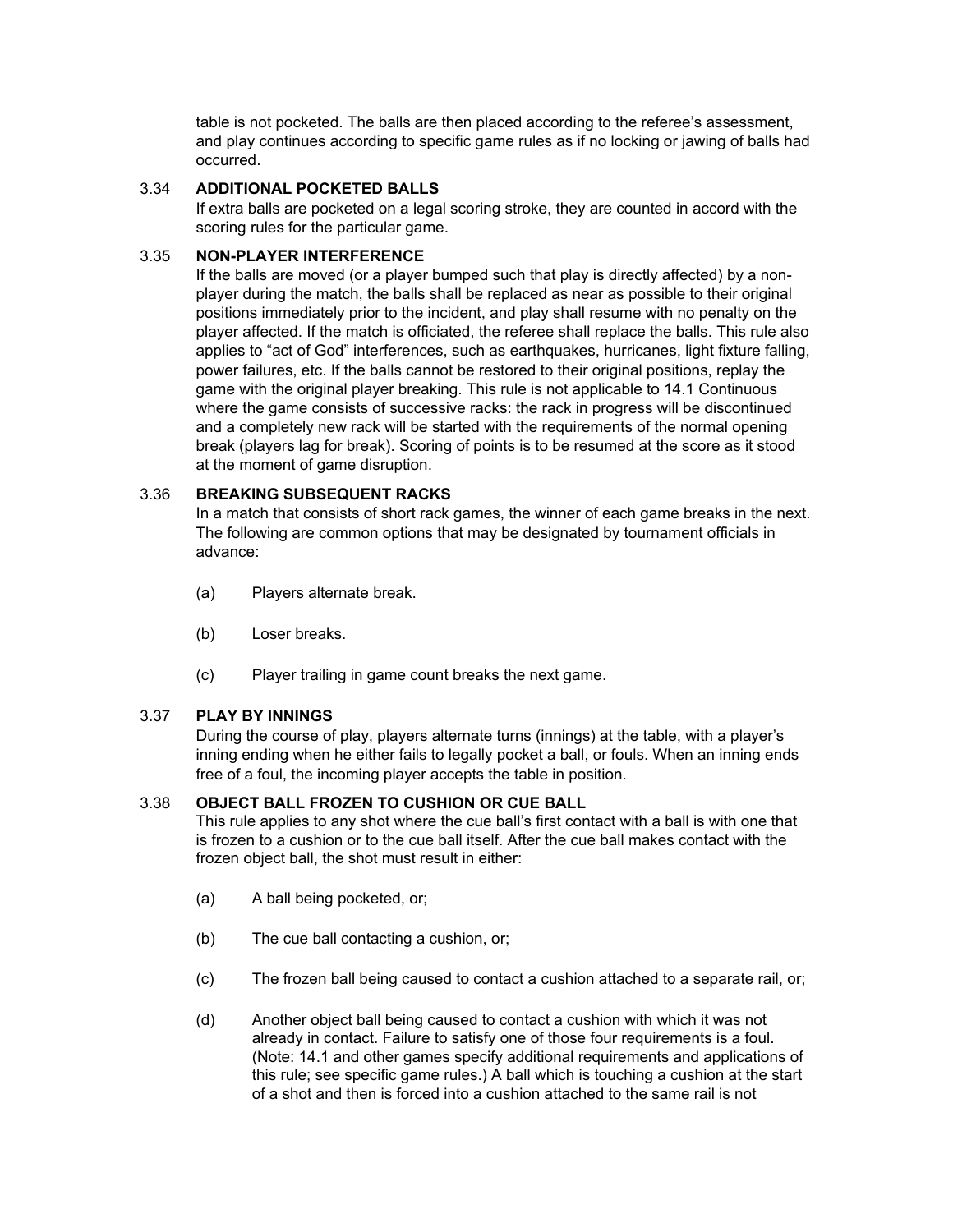table is not pocketed. The balls are then placed according to the referee's assessment, and play continues according to specific game rules as if no locking or jawing of balls had occurred.

### 3.34 ADDITIONAL POCKETED BALLS

If extra balls are pocketed on a legal scoring stroke, they are counted in accord with the scoring rules for the particular game.

### 3.35 NON-PLAYER INTERFERENCE

If the balls are moved (or a player bumped such that play is directly affected) by a non-player during the match, the balls shall be replaced as near as possible to their original positions immediately prior to the incident, and play shall resume with no penalty on the player affected. If the match is officiated, the referee shall replace the balls. This rule also applies to "act of God" interferences, such as earthquakes, hurricanes, light fixture falling, power failures, etc. If the balls cannot be restored to their original positions, replay the game with the original player breaking. This rule is not applicable to 14.1 Continuous where the game consists of successive racks: the rack in progress will be discontinued and a completely new rack will be started with the requirements of the normal opening break (players lag for break). Scoring of points is to be resumed at the score as it stood at the moment of game disruption.

### 3.36 BREAKING SUBSEQUENT RACKS

In a match that consists of short rack games, the winner of each game breaks in the next. The following are common options that may be designated by tournament officials in advance:

(a) Players alternate break.

(b) Loser breaks.

(c) Player trailing in game count breaks the next game.

### 3.37 PLAY BY INNINGS

During the course of play, players alternate turns (innings) at the table, with a player's inning ending when he either fails to legally pocket a ball, or fouls. When an inning ends free of a foul, the incoming player accepts the table in position.

### 3.38 OBJECT BALL FROZEN TO CUSHION OR CUE BALL

This rule applies to any shot where the cue ball's first contact with a ball is with one that is frozen to a cushion or to the cue ball itself. After the cue ball makes contact with the frozen object ball, the shot must result in either:

(a) A ball being pocketed, or;

(b) The cue ball contacting a cushion, or;

(c) The frozen ball being caused to contact a cushion attached to a separate rail, or;

(d) Another object ball being caused to contact a cushion with which it was not already in contact. Failure to satisfy one of those four requirements is a foul. (Note: 14.1 and other games specify additional requirements and applications of this rule; see specific game rules.) A ball which is touching a cushion at the start of a shot and then is forced into a cushion attached to the same rail is not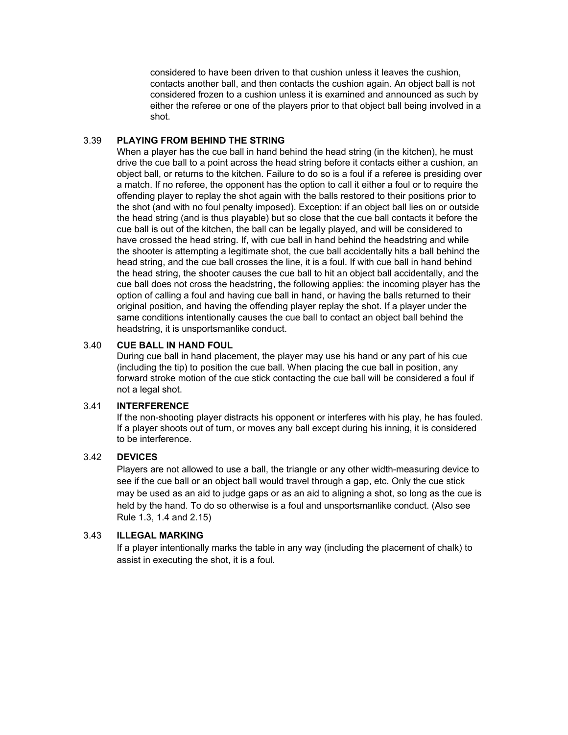considered to have been driven to that cushion unless it leaves the cushion, contacts another ball, and then contacts the cushion again. An object ball is not considered frozen to a cushion unless it is examined and announced as such by either the referee or one of the players prior to that object ball being involved in a shot.

### 3.39 PLAYING FROM BEHIND THE STRING

When a player has the cue ball in hand behind the head string (in the kitchen), he must drive the cue ball to a point across the head string before it contacts either a cushion, an object ball, or returns to the kitchen. Failure to do so is a foul if a referee is presiding over a match. If no referee, the opponent has the option to call it either a foul or to require the offending player to replay the shot again with the balls restored to their positions prior to the shot (and with no foul penalty imposed). Exception: if an object ball lies on or outside the head string (and is thus playable) but so close that the cue ball contacts it before the cue ball is out of the kitchen, the ball can be legally played, and will be considered to have crossed the head string. If, with cue ball in hand behind the headstring and while the shooter is attempting a legitimate shot, the cue ball accidentally hits a ball behind the head string, and the cue ball crosses the line, it is a foul. If with cue ball in hand behind the head string, the shooter causes the cue ball to hit an object ball accidentally, and the cue ball does not cross the headstring, the following applies: the incoming player has the option of calling a foul and having cue ball in hand, or having the balls returned to their original position, and having the offending player replay the shot. If a player under the same conditions intentionally causes the cue ball to contact an object ball behind the headstring, it is unsportsmanlike conduct.

### 3.40 CUE BALL IN HAND FOUL

During cue ball in hand placement, the player may use his hand or any part of his cue (including the tip) to position the cue ball. When placing the cue ball in position, any forward stroke motion of the cue stick contacting the cue ball will be considered a foul if not a legal shot.

### 3.41 INTERFERENCE

If the non-shooting player distracts his opponent or interferes with his play, he has fouled. If a player shoots out of turn, or moves any ball except during his inning, it is considered to be interference.

### 3.42 DEVICES

Players are not allowed to use a ball, the triangle or any other width-measuring device to see if the cue ball or an object ball would travel through a gap, etc. Only the cue stick may be used as an aid to judge gaps or as an aid to aligning a shot, so long as the cue is held by the hand. To do so otherwise is a foul and unsportsmanlike conduct. (Also see Rule 1.3, 1.4 and 2.15)

### 3.43 ILLEGAL MARKING

If a player intentionally marks the table in any way (including the placement of chalk) to assist in executing the shot, it is a foul.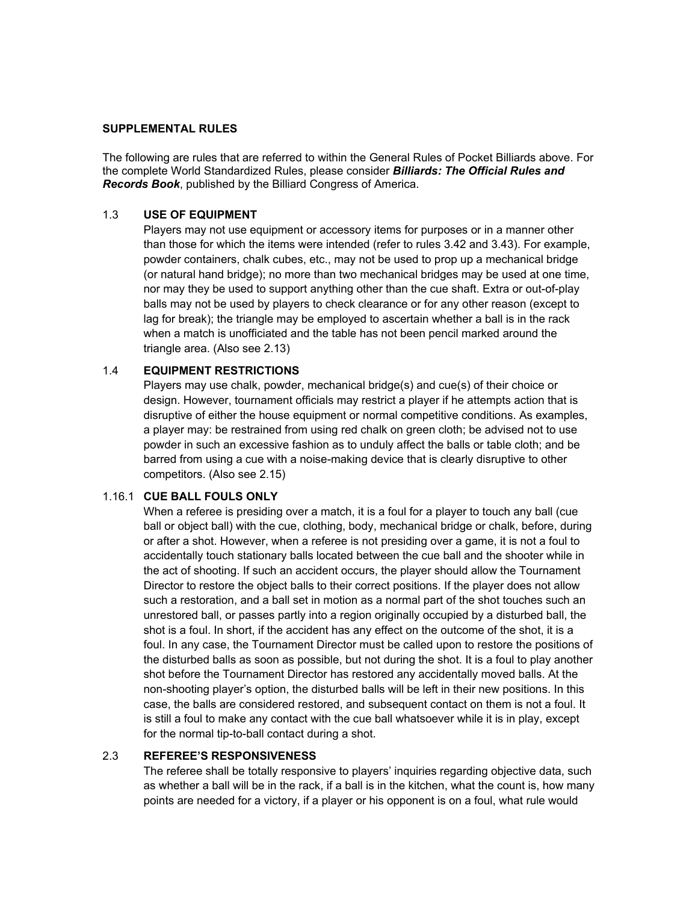## SUPPLEMENTAL RULES

The following are rules that are referred to within the General Rules of Pocket Billiards above. For the complete World Standardized Rules, please consider ***Billiards: The Official Rules and Records Book***, published by the Billiard Congress of America.

### 1.3 USE OF EQUIPMENT

Players may not use equipment or accessory items for purposes or in a manner other than those for which the items were intended (refer to rules 3.42 and 3.43). For example, powder containers, chalk cubes, etc., may not be used to prop up a mechanical bridge (or natural hand bridge); no more than two mechanical bridges may be used at one time, nor may they be used to support anything other than the cue shaft. Extra or out-of-play balls may not be used by players to check clearance or for any other reason (except to lag for break); the triangle may be employed to ascertain whether a ball is in the rack when a match is unofficiated and the table has not been pencil marked around the triangle area. (Also see 2.13)

### 1.4 EQUIPMENT RESTRICTIONS

Players may use chalk, powder, mechanical bridge(s) and cue(s) of their choice or design. However, tournament officials may restrict a player if he attempts action that is disruptive of either the house equipment or normal competitive conditions. As examples, a player may: be restrained from using red chalk on green cloth; be advised not to use powder in such an excessive fashion as to unduly affect the balls or table cloth; and be barred from using a cue with a noise-making device that is clearly disruptive to other competitors. (Also see 2.15)

### 1.16.1 CUE BALL FOULS ONLY

When a referee is presiding over a match, it is a foul for a player to touch any ball (cue ball or object ball) with the cue, clothing, body, mechanical bridge or chalk, before, during or after a shot. However, when a referee is not presiding over a game, it is not a foul to accidentally touch stationary balls located between the cue ball and the shooter while in the act of shooting. If such an accident occurs, the player should allow the Tournament Director to restore the object balls to their correct positions. If the player does not allow such a restoration, and a ball set in motion as a normal part of the shot touches such an unrestored ball, or passes partly into a region originally occupied by a disturbed ball, the shot is a foul. In short, if the accident has any effect on the outcome of the shot, it is a foul. In any case, the Tournament Director must be called upon to restore the positions of the disturbed balls as soon as possible, but not during the shot. It is a foul to play another shot before the Tournament Director has restored any accidentally moved balls. At the non-shooting player's option, the disturbed balls will be left in their new positions. In this case, the balls are considered restored, and subsequent contact on them is not a foul. It is still a foul to make any contact with the cue ball whatsoever while it is in play, except for the normal tip-to-ball contact during a shot.

### 2.3 REFEREE'S RESPONSIVENESS

The referee shall be totally responsive to players' inquiries regarding objective data, such as whether a ball will be in the rack, if a ball is in the kitchen, what the count is, how many points are needed for a victory, if a player or his opponent is on a foul, what rule would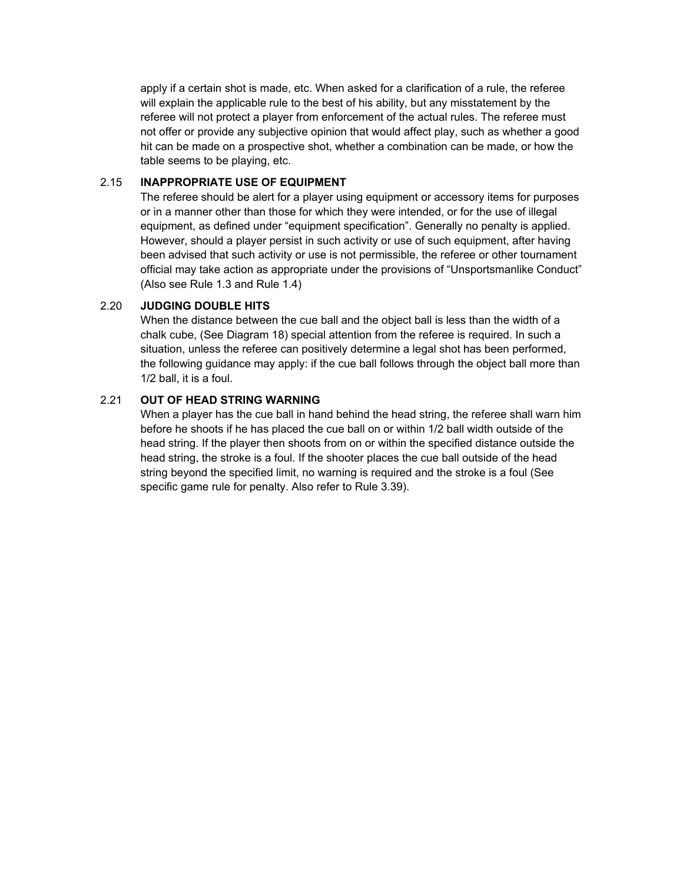apply if a certain shot is made, etc. When asked for a clarification of a rule, the referee will explain the applicable rule to the best of his ability, but any misstatement by the referee will not protect a player from enforcement of the actual rules. The referee must not offer or provide any subjective opinion that would affect play, such as whether a good hit can be made on a prospective shot, whether a combination can be made, or how the table seems to be playing, etc.

### 2.15 INAPPROPRIATE USE OF EQUIPMENT

The referee should be alert for a player using equipment or accessory items for purposes or in a manner other than those for which they were intended, or for the use of illegal equipment, as defined under "equipment specification". Generally no penalty is applied. However, should a player persist in such activity or use of such equipment, after having been advised that such activity or use is not permissible, the referee or other tournament official may take action as appropriate under the provisions of "Unsportsmanlike Conduct" (Also see Rule 1.3 and Rule 1.4)

### 2.20 JUDGING DOUBLE HITS

When the distance between the cue ball and the object ball is less than the width of a chalk cube, (See Diagram 18) special attention from the referee is required. In such a situation, unless the referee can positively determine a legal shot has been performed, the following guidance may apply: if the cue ball follows through the object ball more than 1/2 ball, it is a foul.

### 2.21 OUT OF HEAD STRING WARNING

When a player has the cue ball in hand behind the head string, the referee shall warn him before he shoots if he has placed the cue ball on or within 1/2 ball width outside of the head string. If the player then shoots from on or within the specified distance outside the head string, the stroke is a foul. If the shooter places the cue ball outside of the head string beyond the specified limit, no warning is required and the stroke is a foul (See specific game rule for penalty. Also refer to Rule 3.39).